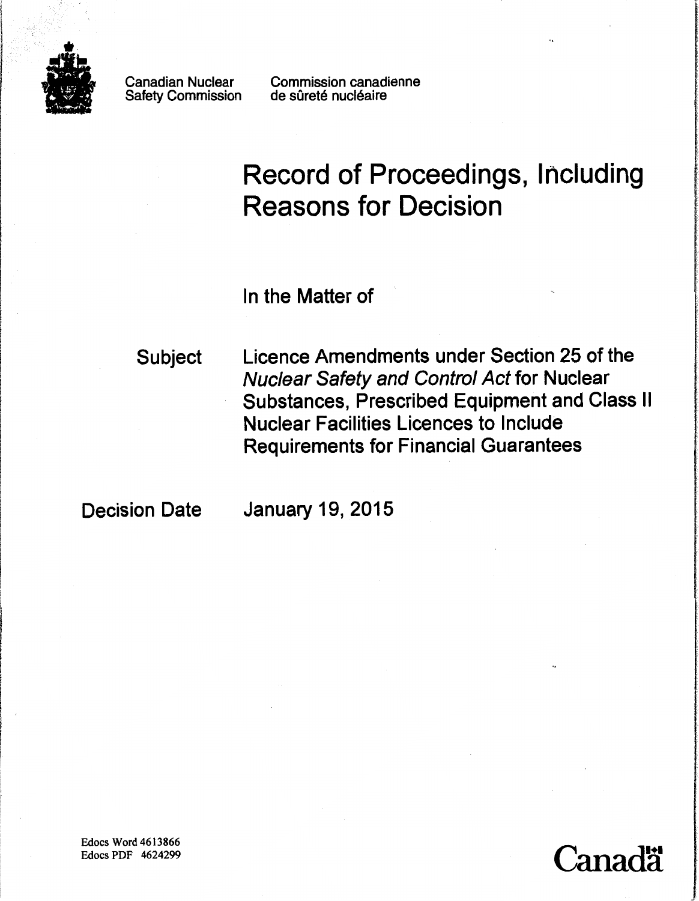Canadian Nuclear Safety Commission

Commission canadienne de sûreté nucléaire

# Record of Proceedings, Including Reasons for Decision

In the Matter of

**Subject** Licence Amendments under Section 25 of the *Nuclear Safety and Control Act* for Nuclear Substances, Prescribed Equipment and Class II Nuclear Facilities Licences to Include Requirements for Financial Guarantees

**Decision Date** January 19, 2015

Edocs Word 4613866
Edocs PDF 4624299

Canada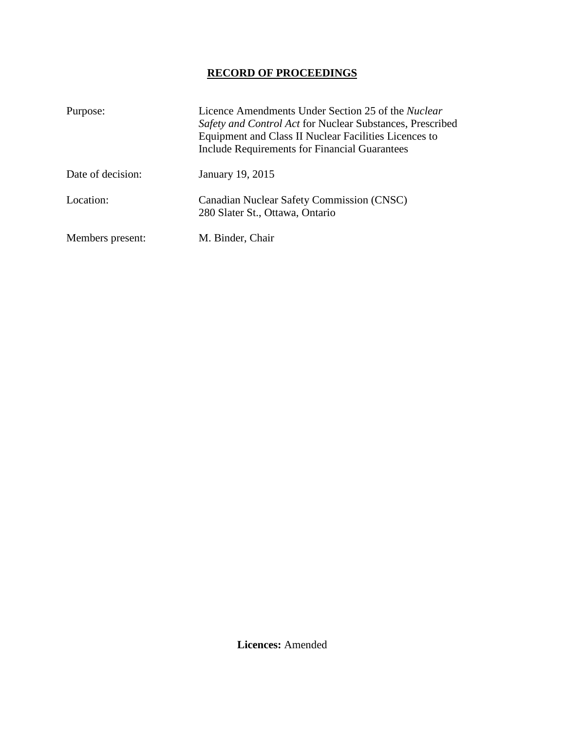# RECORD OF PROCEEDINGS

| | |
|---|---|
| Purpose: | Licence Amendments Under Section 25 of the *Nuclear Safety and Control Act* for Nuclear Substances, Prescribed Equipment and Class II Nuclear Facilities Licences to Include Requirements for Financial Guarantees |
| Date of decision: | January 19, 2015 |
| Location: | Canadian Nuclear Safety Commission (CNSC)<br>280 Slater St., Ottawa, Ontario |
| Members present: | M. Binder, Chair |

**Licences:** Amended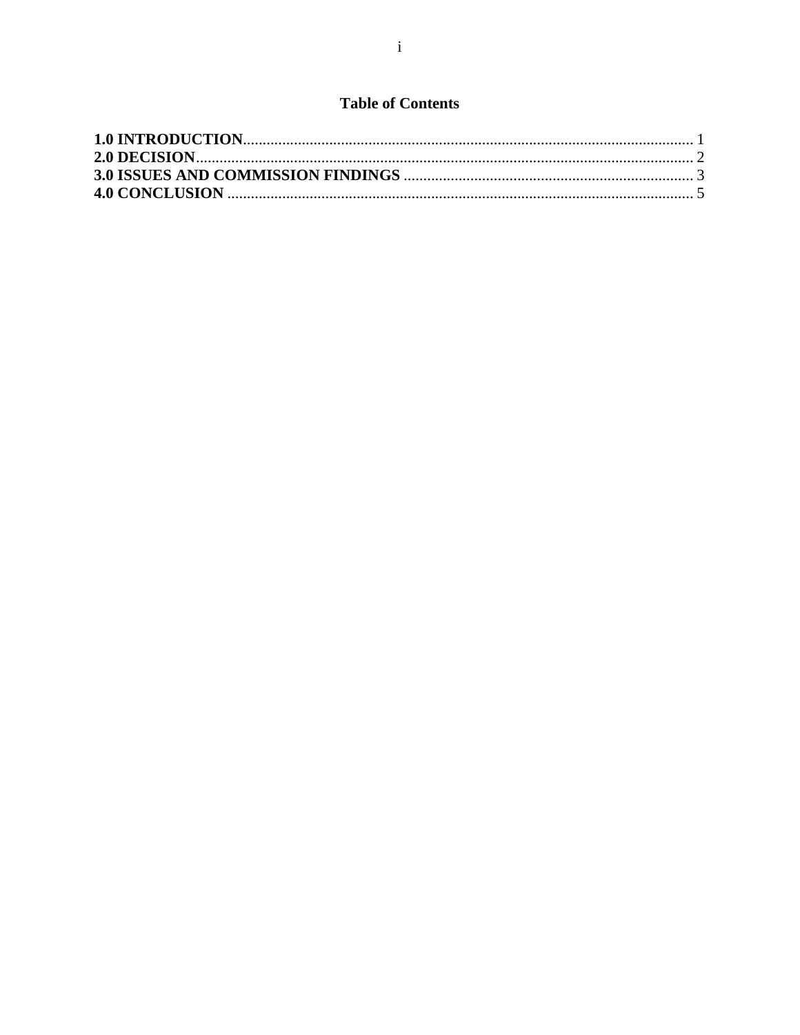## Table of Contents

**1.0 INTRODUCTION**........................................................................................................................ 1
**2.0 DECISION**.................................................................................................................................. 2
**3.0 ISSUES AND COMMISSION FINDINGS** .............................................................................. 3
**4.0 CONCLUSION** ........................................................................................................................... 5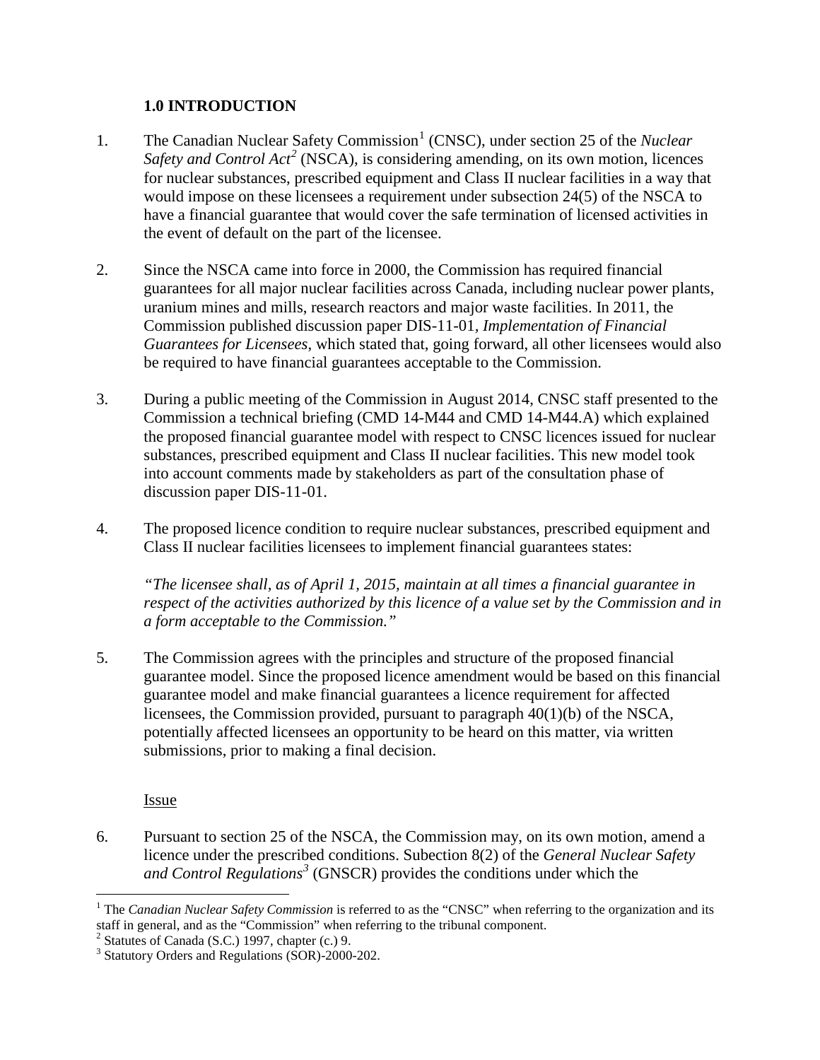## 1.0 INTRODUCTION

1. The Canadian Nuclear Safety Commission[1] (CNSC), under section 25 of the *Nuclear Safety and Control Act*[2] (NSCA), is considering amending, on its own motion, licences for nuclear substances, prescribed equipment and Class II nuclear facilities in a way that would impose on these licensees a requirement under subsection 24(5) of the NSCA to have a financial guarantee that would cover the safe termination of licensed activities in the event of default on the part of the licensee.

2. Since the NSCA came into force in 2000, the Commission has required financial guarantees for all major nuclear facilities across Canada, including nuclear power plants, uranium mines and mills, research reactors and major waste facilities. In 2011, the Commission published discussion paper DIS-11-01, *Implementation of Financial Guarantees for Licensees*, which stated that, going forward, all other licensees would also be required to have financial guarantees acceptable to the Commission.

3. During a public meeting of the Commission in August 2014, CNSC staff presented to the Commission a technical briefing (CMD 14-M44 and CMD 14-M44.A) which explained the proposed financial guarantee model with respect to CNSC licences issued for nuclear substances, prescribed equipment and Class II nuclear facilities. This new model took into account comments made by stakeholders as part of the consultation phase of discussion paper DIS-11-01.

4. The proposed licence condition to require nuclear substances, prescribed equipment and Class II nuclear facilities licensees to implement financial guarantees states:

   *"The licensee shall, as of April 1, 2015, maintain at all times a financial guarantee in respect of the activities authorized by this licence of a value set by the Commission and in a form acceptable to the Commission."*

5. The Commission agrees with the principles and structure of the proposed financial guarantee model. Since the proposed licence amendment would be based on this financial guarantee model and make financial guarantees a licence requirement for affected licensees, the Commission provided, pursuant to paragraph 40(1)(b) of the NSCA, potentially affected licensees an opportunity to be heard on this matter, via written submissions, prior to making a final decision.

Issue

6. Pursuant to section 25 of the NSCA, the Commission may, on its own motion, amend a licence under the prescribed conditions. Subection 8(2) of the *General Nuclear Safety and Control Regulations*[3] (GNSCR) provides the conditions under which the

---

[1] The *Canadian Nuclear Safety Commission* is referred to as the "CNSC" when referring to the organization and its staff in general, and as the "Commission" when referring to the tribunal component.

[2] Statutes of Canada (S.C.) 1997, chapter (c.) 9.

[3] Statutory Orders and Regulations (SOR)-2000-202.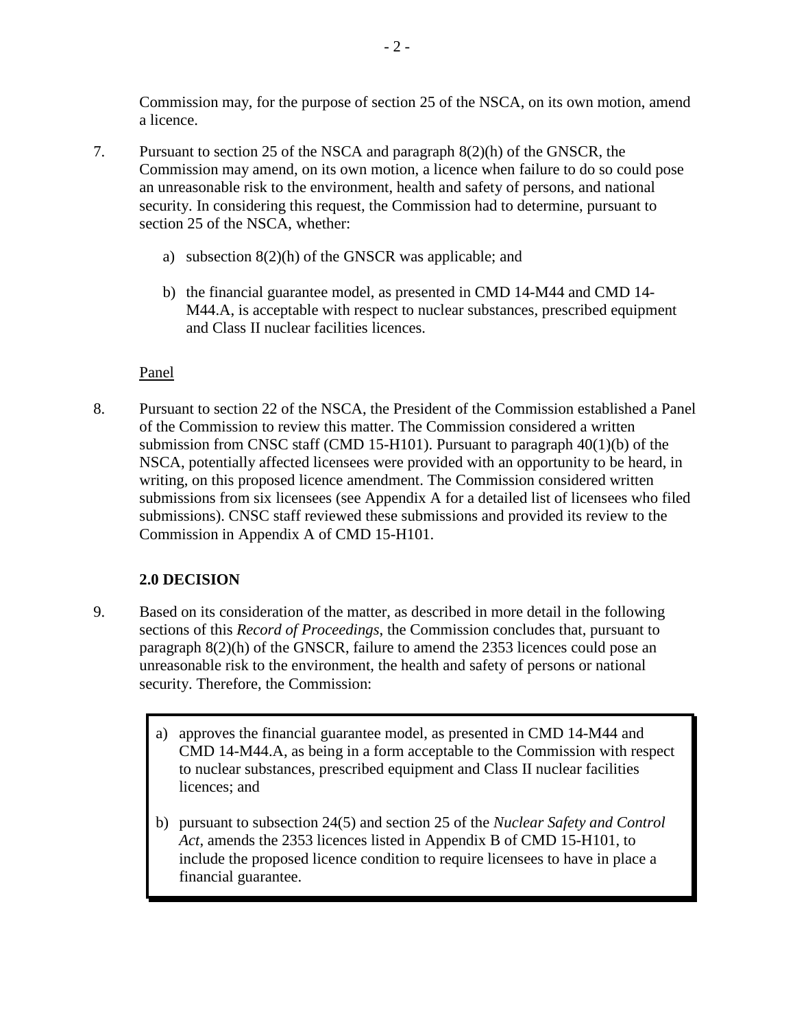Commission may, for the purpose of section 25 of the NSCA, on its own motion, amend a licence.

7. Pursuant to section 25 of the NSCA and paragraph 8(2)(h) of the GNSCR, the Commission may amend, on its own motion, a licence when failure to do so could pose an unreasonable risk to the environment, health and safety of persons, and national security. In considering this request, the Commission had to determine, pursuant to section 25 of the NSCA, whether:

   a) subsection 8(2)(h) of the GNSCR was applicable; and

   b) the financial guarantee model, as presented in CMD 14-M44 and CMD 14-M44.A, is acceptable with respect to nuclear substances, prescribed equipment and Class II nuclear facilities licences.

Panel

8. Pursuant to section 22 of the NSCA, the President of the Commission established a Panel of the Commission to review this matter. The Commission considered a written submission from CNSC staff (CMD 15-H101). Pursuant to paragraph 40(1)(b) of the NSCA, potentially affected licensees were provided with an opportunity to be heard, in writing, on this proposed licence amendment. The Commission considered written submissions from six licensees (see Appendix A for a detailed list of licensees who filed submissions). CNSC staff reviewed these submissions and provided its review to the Commission in Appendix A of CMD 15-H101.

## 2.0 DECISION

9. Based on its consideration of the matter, as described in more detail in the following sections of this *Record of Proceedings*, the Commission concludes that, pursuant to paragraph 8(2)(h) of the GNSCR, failure to amend the 2353 licences could pose an unreasonable risk to the environment, the health and safety of persons or national security. Therefore, the Commission:

   a) approves the financial guarantee model, as presented in CMD 14-M44 and CMD 14-M44.A, as being in a form acceptable to the Commission with respect to nuclear substances, prescribed equipment and Class II nuclear facilities licences; and

   b) pursuant to subsection 24(5) and section 25 of the *Nuclear Safety and Control Act*, amends the 2353 licences listed in Appendix B of CMD 15-H101, to include the proposed licence condition to require licensees to have in place a financial guarantee.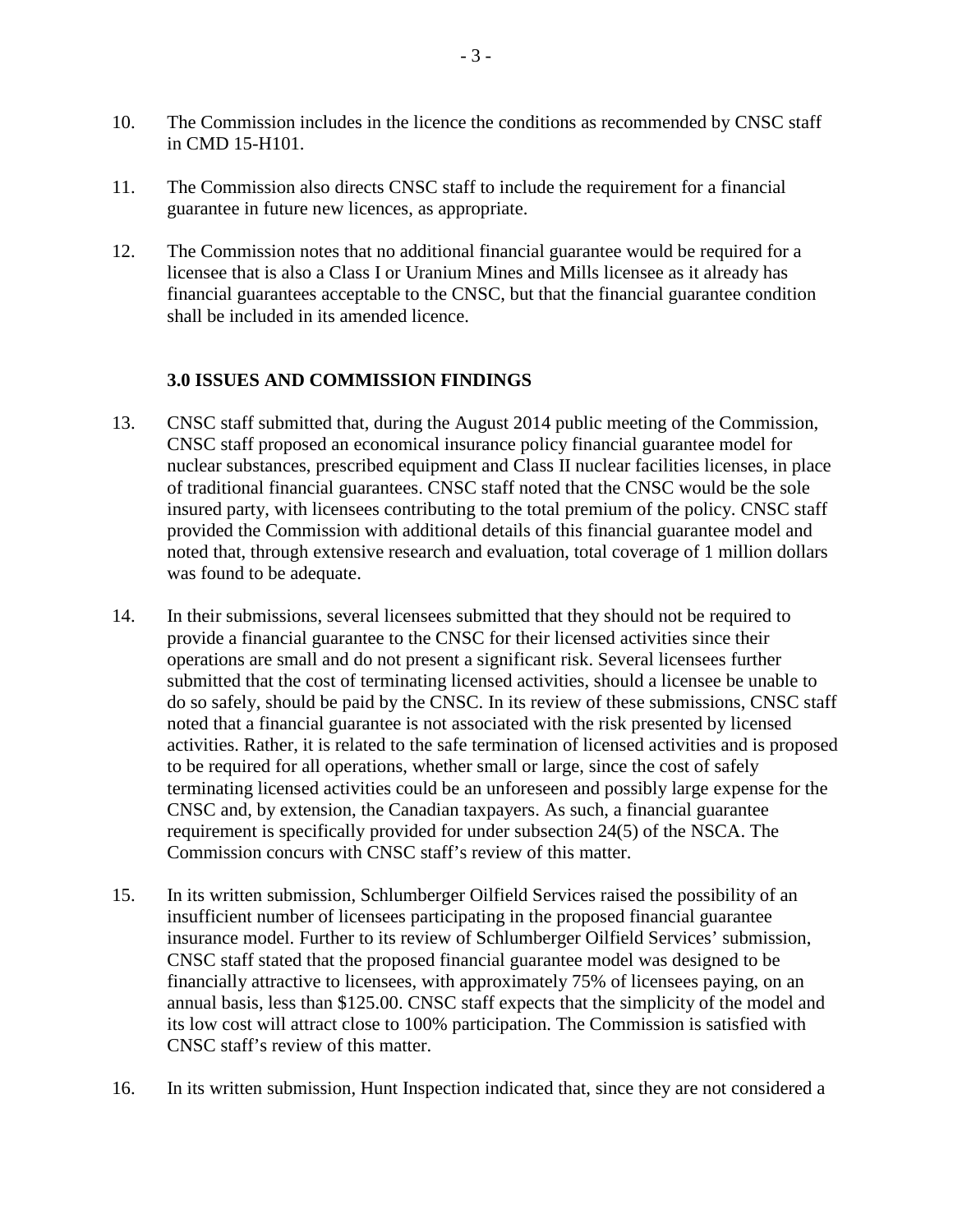10. The Commission includes in the licence the conditions as recommended by CNSC staff in CMD 15-H101.

11. The Commission also directs CNSC staff to include the requirement for a financial guarantee in future new licences, as appropriate.

12. The Commission notes that no additional financial guarantee would be required for a licensee that is also a Class I or Uranium Mines and Mills licensee as it already has financial guarantees acceptable to the CNSC, but that the financial guarantee condition shall be included in its amended licence.

## 3.0 ISSUES AND COMMISSION FINDINGS

13. CNSC staff submitted that, during the August 2014 public meeting of the Commission, CNSC staff proposed an economical insurance policy financial guarantee model for nuclear substances, prescribed equipment and Class II nuclear facilities licenses, in place of traditional financial guarantees. CNSC staff noted that the CNSC would be the sole insured party, with licensees contributing to the total premium of the policy. CNSC staff provided the Commission with additional details of this financial guarantee model and noted that, through extensive research and evaluation, total coverage of 1 million dollars was found to be adequate.

14. In their submissions, several licensees submitted that they should not be required to provide a financial guarantee to the CNSC for their licensed activities since their operations are small and do not present a significant risk. Several licensees further submitted that the cost of terminating licensed activities, should a licensee be unable to do so safely, should be paid by the CNSC. In its review of these submissions, CNSC staff noted that a financial guarantee is not associated with the risk presented by licensed activities. Rather, it is related to the safe termination of licensed activities and is proposed to be required for all operations, whether small or large, since the cost of safely terminating licensed activities could be an unforeseen and possibly large expense for the CNSC and, by extension, the Canadian taxpayers. As such, a financial guarantee requirement is specifically provided for under subsection 24(5) of the NSCA. The Commission concurs with CNSC staff's review of this matter.

15. In its written submission, Schlumberger Oilfield Services raised the possibility of an insufficient number of licensees participating in the proposed financial guarantee insurance model. Further to its review of Schlumberger Oilfield Services' submission, CNSC staff stated that the proposed financial guarantee model was designed to be financially attractive to licensees, with approximately 75% of licensees paying, on an annual basis, less than $125.00. CNSC staff expects that the simplicity of the model and its low cost will attract close to 100% participation. The Commission is satisfied with CNSC staff's review of this matter.

16. In its written submission, Hunt Inspection indicated that, since they are not considered a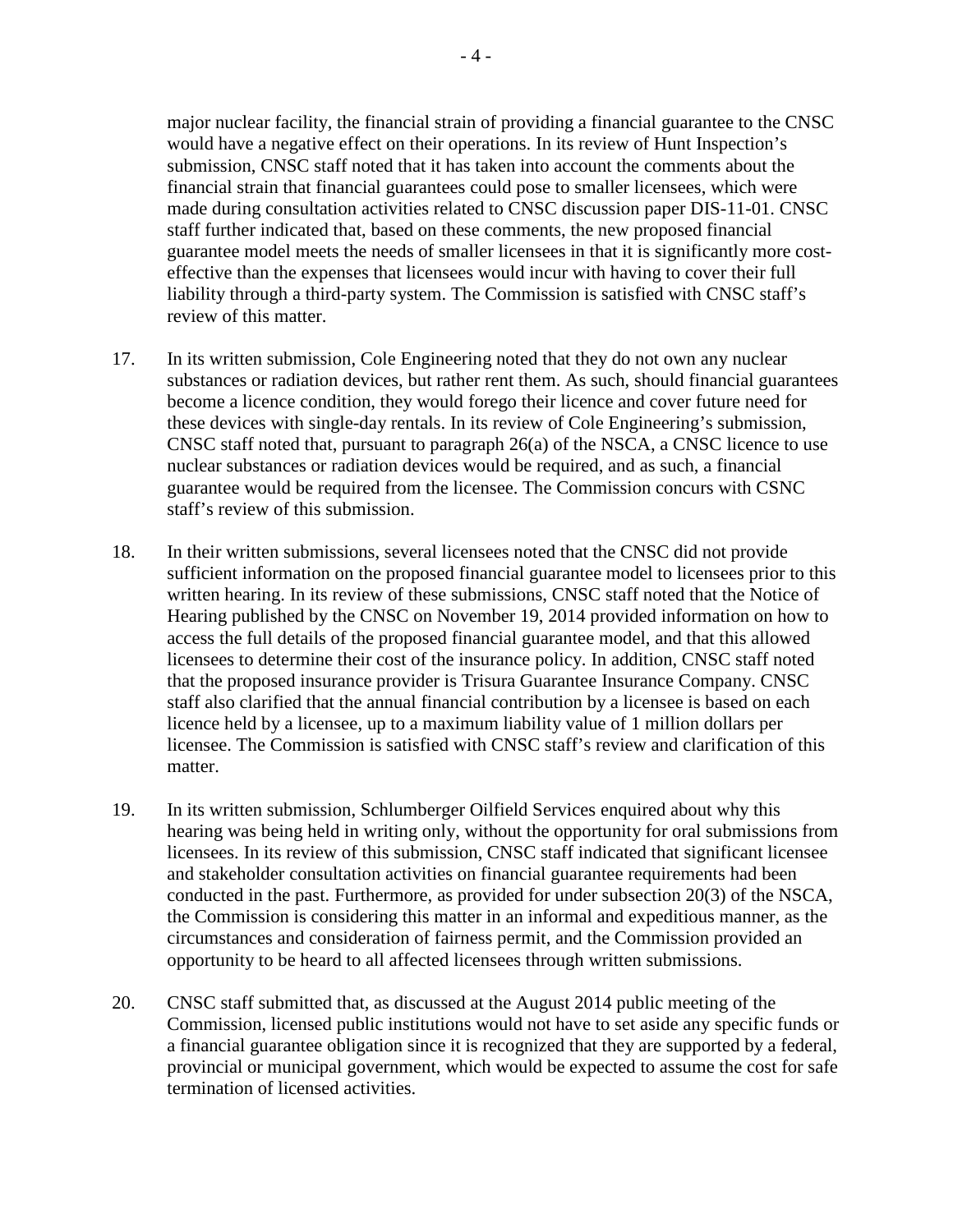major nuclear facility, the financial strain of providing a financial guarantee to the CNSC would have a negative effect on their operations. In its review of Hunt Inspection's submission, CNSC staff noted that it has taken into account the comments about the financial strain that financial guarantees could pose to smaller licensees, which were made during consultation activities related to CNSC discussion paper DIS-11-01. CNSC staff further indicated that, based on these comments, the new proposed financial guarantee model meets the needs of smaller licensees in that it is significantly more cost-effective than the expenses that licensees would incur with having to cover their full liability through a third-party system. The Commission is satisfied with CNSC staff's review of this matter.

17. In its written submission, Cole Engineering noted that they do not own any nuclear substances or radiation devices, but rather rent them. As such, should financial guarantees become a licence condition, they would forego their licence and cover future need for these devices with single-day rentals. In its review of Cole Engineering's submission, CNSC staff noted that, pursuant to paragraph 26(a) of the NSCA, a CNSC licence to use nuclear substances or radiation devices would be required, and as such, a financial guarantee would be required from the licensee. The Commission concurs with CSNC staff's review of this submission.

18. In their written submissions, several licensees noted that the CNSC did not provide sufficient information on the proposed financial guarantee model to licensees prior to this written hearing. In its review of these submissions, CNSC staff noted that the Notice of Hearing published by the CNSC on November 19, 2014 provided information on how to access the full details of the proposed financial guarantee model, and that this allowed licensees to determine their cost of the insurance policy. In addition, CNSC staff noted that the proposed insurance provider is Trisura Guarantee Insurance Company. CNSC staff also clarified that the annual financial contribution by a licensee is based on each licence held by a licensee, up to a maximum liability value of 1 million dollars per licensee. The Commission is satisfied with CNSC staff's review and clarification of this matter.

19. In its written submission, Schlumberger Oilfield Services enquired about why this hearing was being held in writing only, without the opportunity for oral submissions from licensees. In its review of this submission, CNSC staff indicated that significant licensee and stakeholder consultation activities on financial guarantee requirements had been conducted in the past. Furthermore, as provided for under subsection 20(3) of the NSCA, the Commission is considering this matter in an informal and expeditious manner, as the circumstances and consideration of fairness permit, and the Commission provided an opportunity to be heard to all affected licensees through written submissions.

20. CNSC staff submitted that, as discussed at the August 2014 public meeting of the Commission, licensed public institutions would not have to set aside any specific funds or a financial guarantee obligation since it is recognized that they are supported by a federal, provincial or municipal government, which would be expected to assume the cost for safe termination of licensed activities.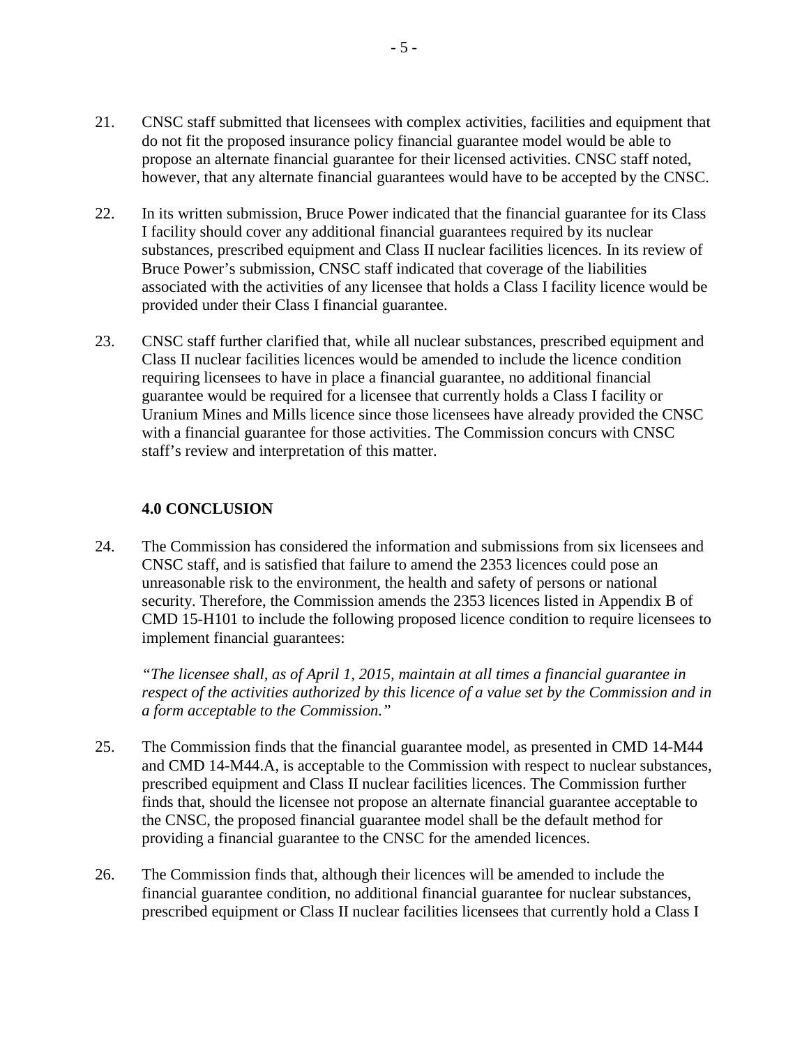21. CNSC staff submitted that licensees with complex activities, facilities and equipment that do not fit the proposed insurance policy financial guarantee model would be able to propose an alternate financial guarantee for their licensed activities. CNSC staff noted, however, that any alternate financial guarantees would have to be accepted by the CNSC.

22. In its written submission, Bruce Power indicated that the financial guarantee for its Class I facility should cover any additional financial guarantees required by its nuclear substances, prescribed equipment and Class II nuclear facilities licences. In its review of Bruce Power's submission, CNSC staff indicated that coverage of the liabilities associated with the activities of any licensee that holds a Class I facility licence would be provided under their Class I financial guarantee.

23. CNSC staff further clarified that, while all nuclear substances, prescribed equipment and Class II nuclear facilities licences would be amended to include the licence condition requiring licensees to have in place a financial guarantee, no additional financial guarantee would be required for a licensee that currently holds a Class I facility or Uranium Mines and Mills licence since those licensees have already provided the CNSC with a financial guarantee for those activities. The Commission concurs with CNSC staff's review and interpretation of this matter.

## 4.0 CONCLUSION

24. The Commission has considered the information and submissions from six licensees and CNSC staff, and is satisfied that failure to amend the 2353 licences could pose an unreasonable risk to the environment, the health and safety of persons or national security. Therefore, the Commission amends the 2353 licences listed in Appendix B of CMD 15-H101 to include the following proposed licence condition to require licensees to implement financial guarantees:

    *"The licensee shall, as of April 1, 2015, maintain at all times a financial guarantee in respect of the activities authorized by this licence of a value set by the Commission and in a form acceptable to the Commission."*

25. The Commission finds that the financial guarantee model, as presented in CMD 14-M44 and CMD 14-M44.A, is acceptable to the Commission with respect to nuclear substances, prescribed equipment and Class II nuclear facilities licences. The Commission further finds that, should the licensee not propose an alternate financial guarantee acceptable to the CNSC, the proposed financial guarantee model shall be the default method for providing a financial guarantee to the CNSC for the amended licences.

26. The Commission finds that, although their licences will be amended to include the financial guarantee condition, no additional financial guarantee for nuclear substances, prescribed equipment or Class II nuclear facilities licensees that currently hold a Class I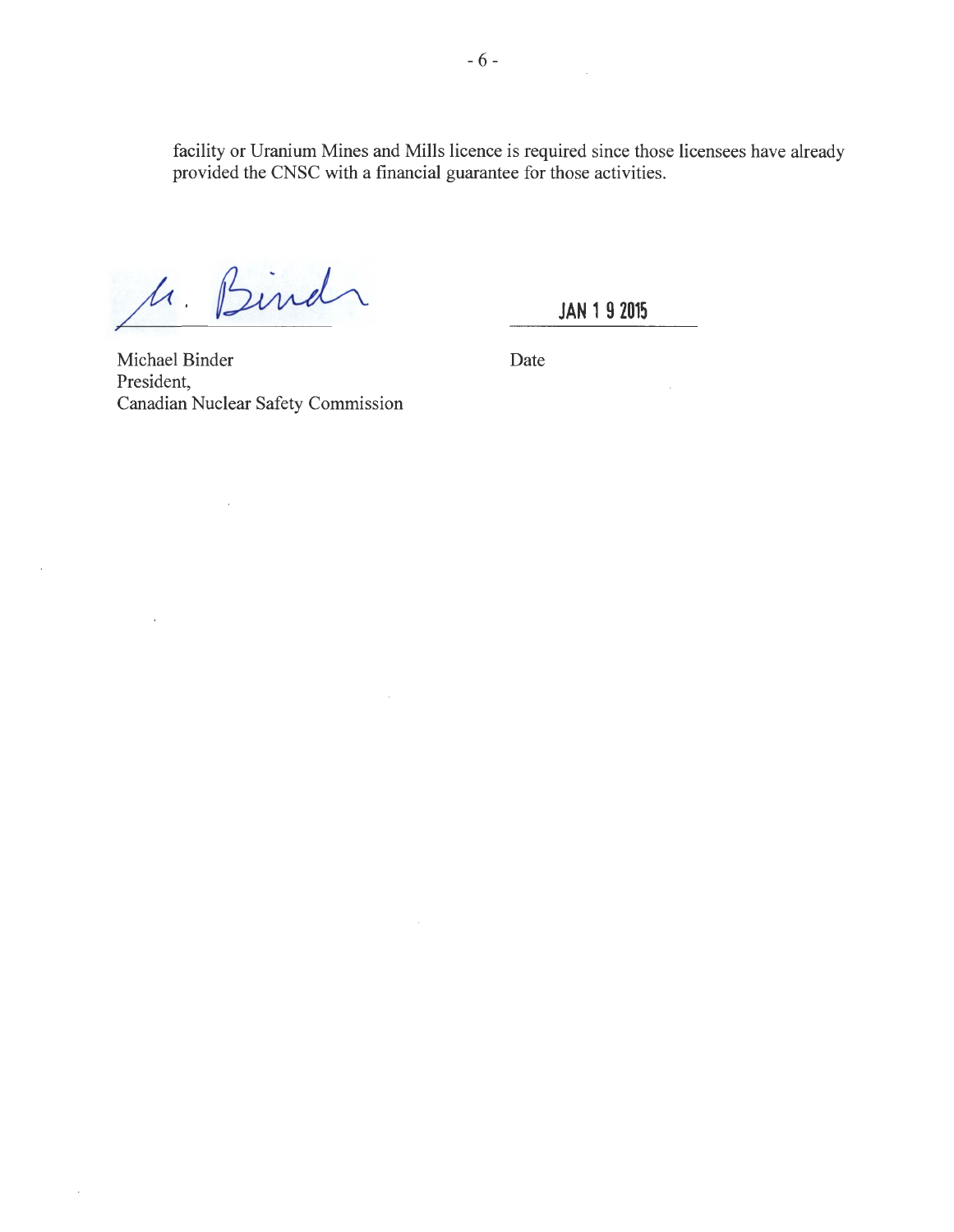facility or Uranium Mines and Mills licence is required since those licensees have already provided the CNSC with a financial guarantee for those activities.

M. Binder

JAN 1 9 2015

Michael Binder
President,
Canadian Nuclear Safety Commission

Date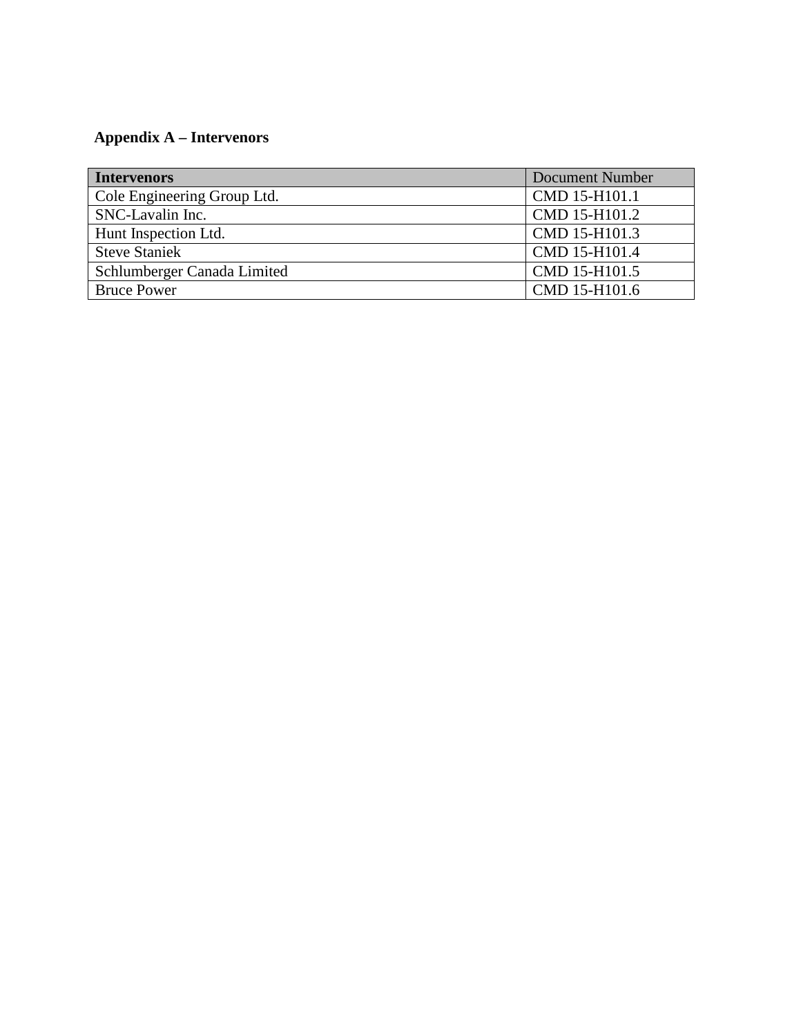## Appendix A – Intervenors

| **Intervenors** | Document Number |
| --- | --- |
| Cole Engineering Group Ltd. | CMD 15-H101.1 |
| SNC-Lavalin Inc. | CMD 15-H101.2 |
| Hunt Inspection Ltd. | CMD 15-H101.3 |
| Steve Staniek | CMD 15-H101.4 |
| Schlumberger Canada Limited | CMD 15-H101.5 |
| Bruce Power | CMD 15-H101.6 |